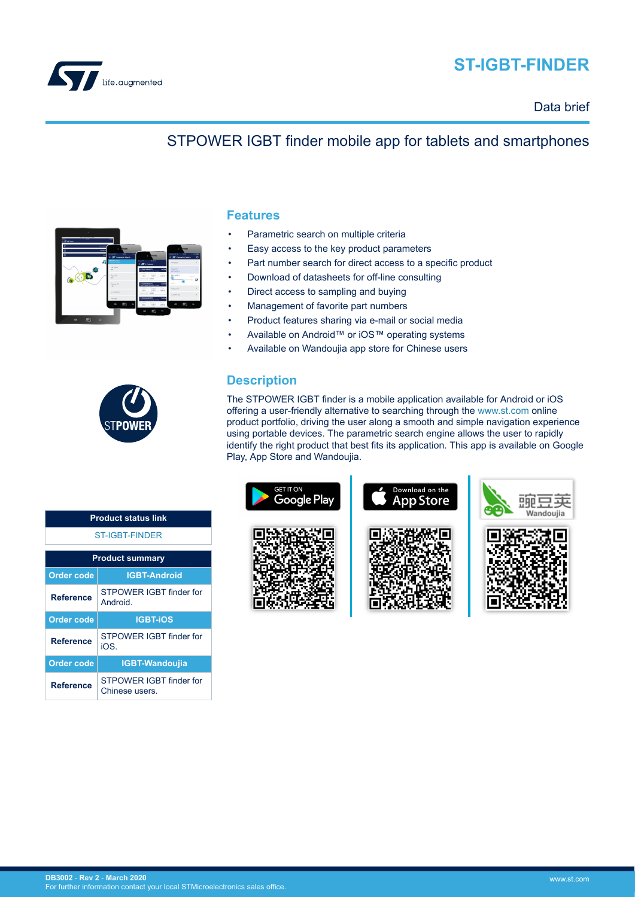# ST-IGBT-FINDER

Data brief

## STPOWER IGBT finder mobile app for tablets and smartphones

## Features

- Parametric search on multiple criteria
- Easy access to the key product parameters
- Part number search for direct access to a specific product
- Download of datasheets for off-line consulting
- Direct access to sampling and buying
- Management of favorite part numbers
- Product features sharing via e-mail or social media
- Available on Android™ or iOS™ operating systems
- Available on Wandoujia app store for Chinese users

## Description

The STPOWER IGBT finder is a mobile application available for Android or iOS offering a user-friendly alternative to searching through the www.st.com online product portfolio, driving the user along a smooth and simple navigation experience using portable devices. The parametric search engine allows the user to rapidly identify the right product that best fits its application. This app is available on Google Play, App Store and Wandoujia.

| Product status link |
| --- |
| ST-IGBT-FINDER |

| Product summary | |
| --- | --- |
| Order code | IGBT-Android |
| Reference | STPOWER IGBT finder for Android. |
| Order code | IGBT-iOS |
| Reference | STPOWER IGBT finder for iOS. |
| Order code | IGBT-Wandoujia |
| Reference | STPOWER IGBT finder for Chinese users. |

DB3002 - Rev 2 - March 2020
For further information contact your local STMicroelectronics sales office.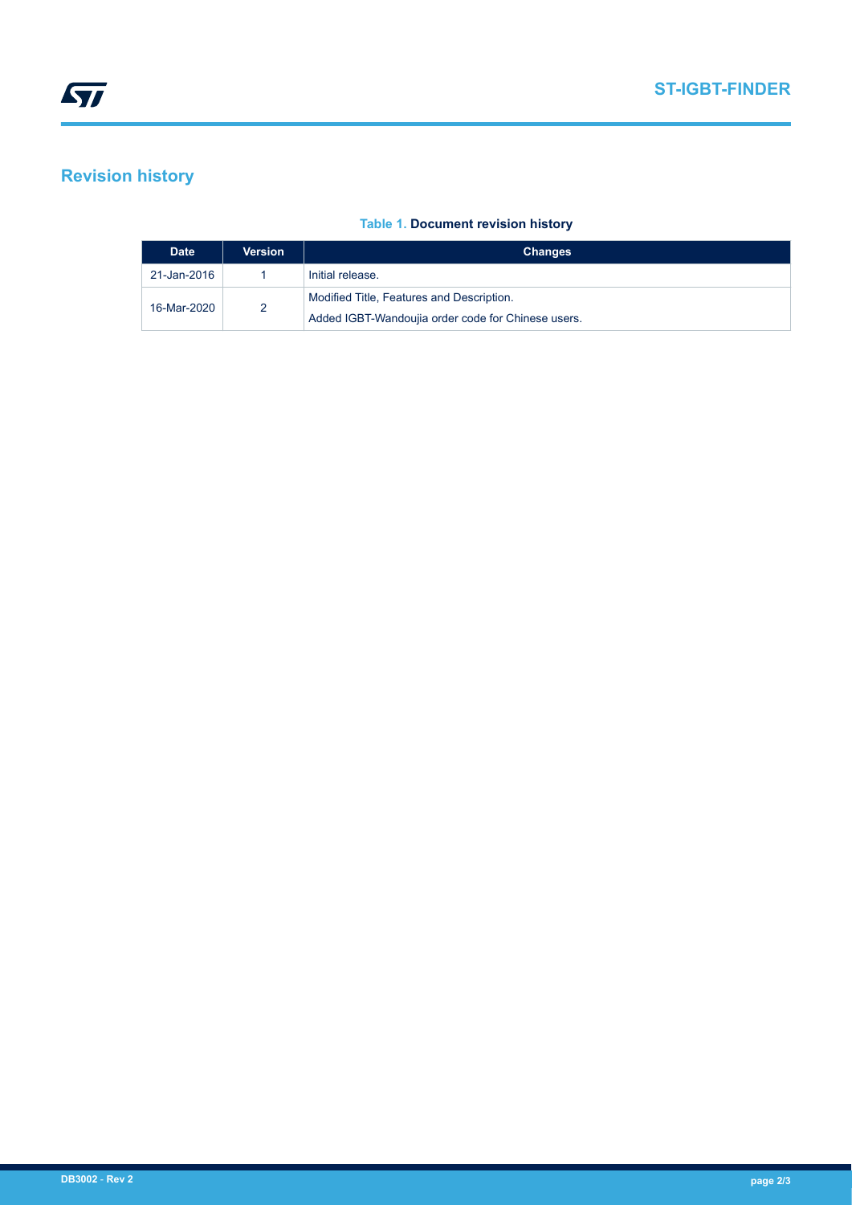## Revision history

**Table 1. Document revision history**

| Date | Version | Changes |
| --- | --- | --- |
| 21-Jan-2016 | 1 | Initial release. |
| 16-Mar-2020 | 2 | Modified Title, Features and Description.<br>Added IGBT-Wandoujia order code for Chinese users. |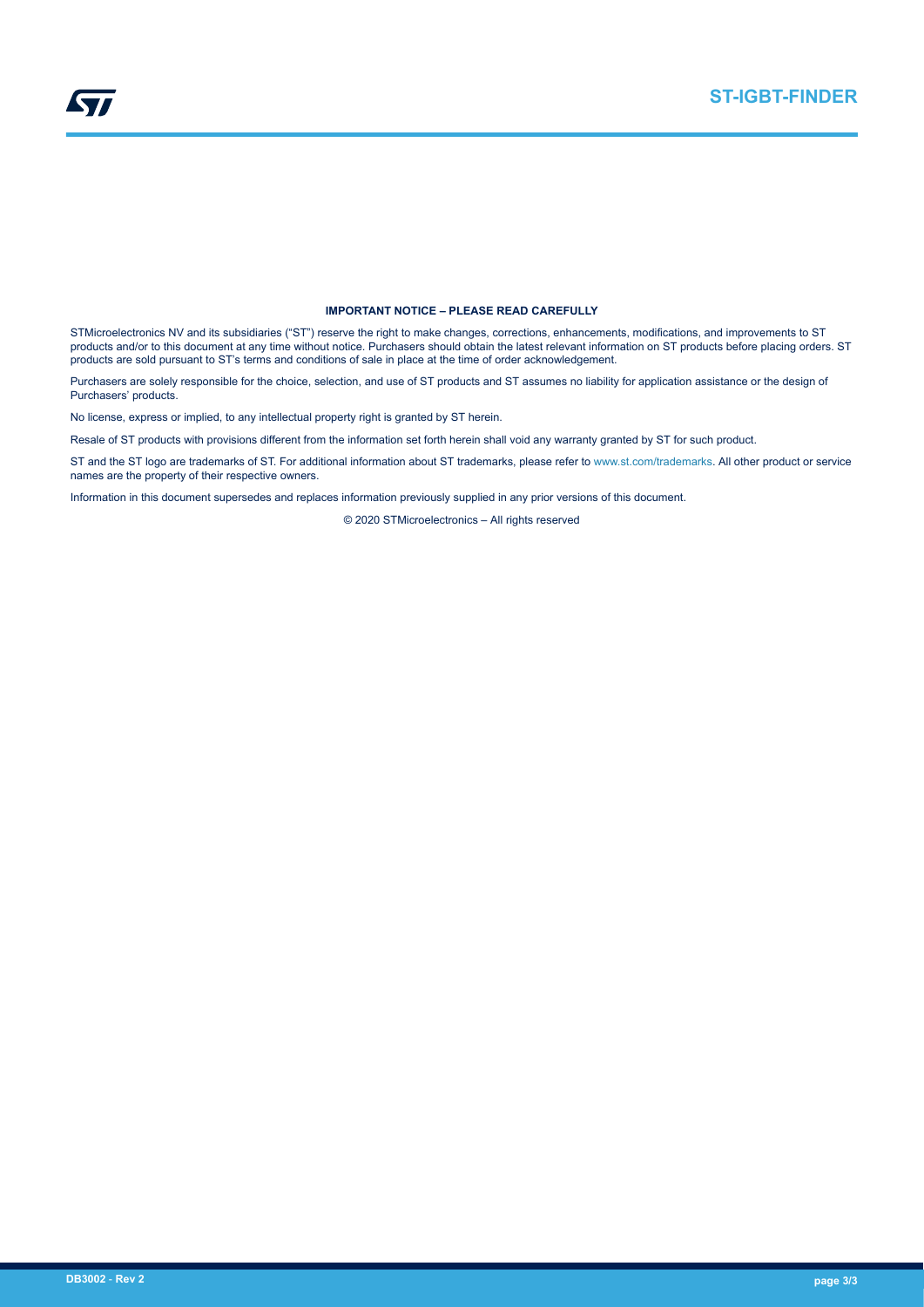**IMPORTANT NOTICE – PLEASE READ CAREFULLY**

STMicroelectronics NV and its subsidiaries ("ST") reserve the right to make changes, corrections, enhancements, modifications, and improvements to ST products and/or to this document at any time without notice. Purchasers should obtain the latest relevant information on ST products before placing orders. ST products are sold pursuant to ST's terms and conditions of sale in place at the time of order acknowledgement.

Purchasers are solely responsible for the choice, selection, and use of ST products and ST assumes no liability for application assistance or the design of Purchasers' products.

No license, express or implied, to any intellectual property right is granted by ST herein.

Resale of ST products with provisions different from the information set forth herein shall void any warranty granted by ST for such product.

ST and the ST logo are trademarks of ST. For additional information about ST trademarks, please refer to www.st.com/trademarks. All other product or service names are the property of their respective owners.

Information in this document supersedes and replaces information previously supplied in any prior versions of this document.

© 2020 STMicroelectronics – All rights reserved